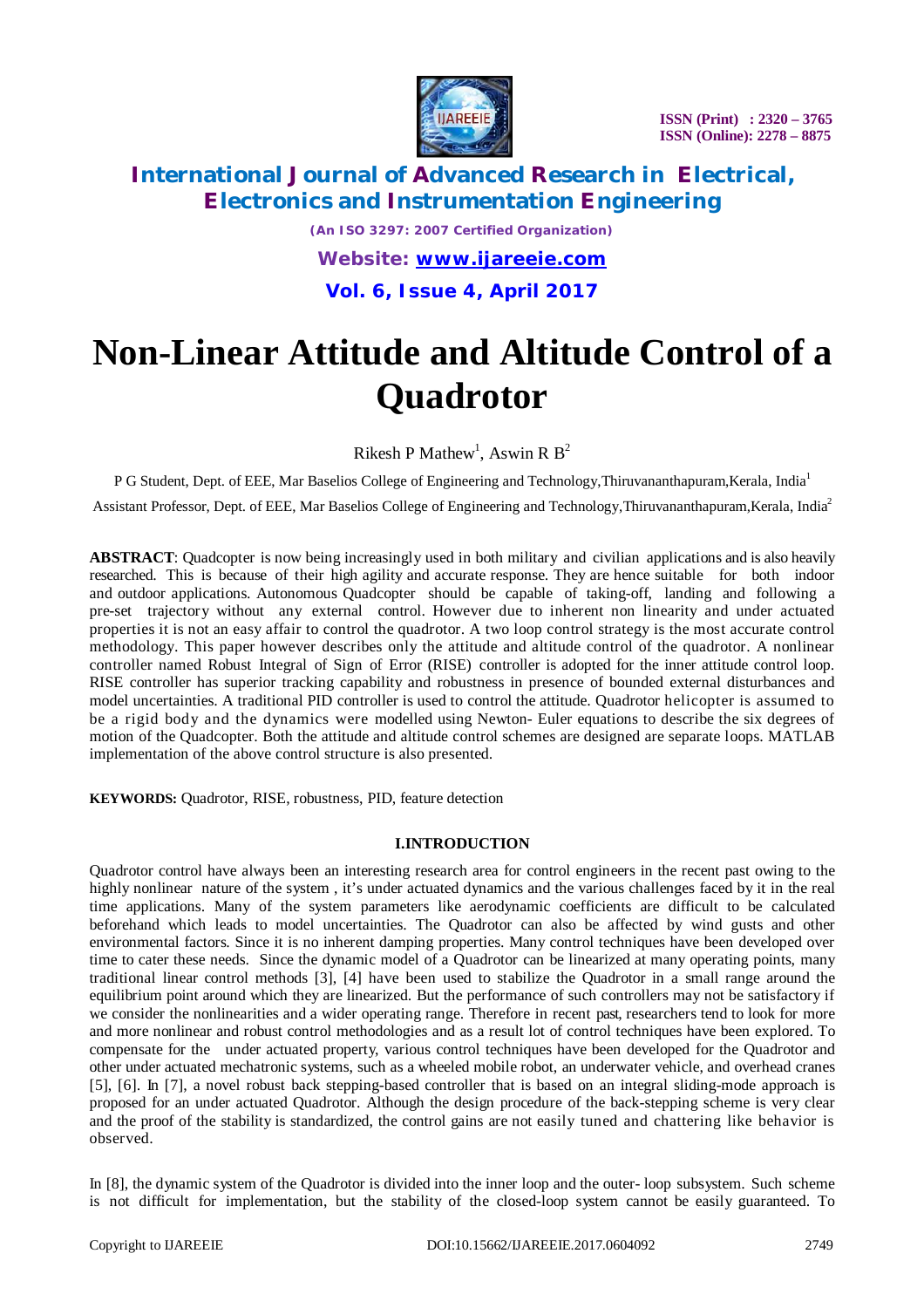# Non-Linear Attitude and Altitude Control of a Quadrotor

Rikesh P Mathew[1], Aswin R B[2]

P G Student, Dept. of EEE, Mar Baselios College of Engineering and Technology,Thiruvananthapuram,Kerala, India[1]

Assistant Professor, Dept. of EEE, Mar Baselios College of Engineering and Technology,Thiruvananthapuram,Kerala, India[2]

**ABSTRACT**: Quadcopter is now being increasingly used in both military and civilian applications and is also heavily researched. This is because of their high agility and accurate response. They are hence suitable for both indoor and outdoor applications. Autonomous Quadcopter should be capable of taking-off, landing and following a pre-set trajectory without any external control. However due to inherent non linearity and under actuated properties it is not an easy affair to control the quadrotor. A two loop control strategy is the most accurate control methodology. This paper however describes only the attitude and altitude control of the quadrotor. A nonlinear controller named Robust Integral of Sign of Error (RISE) controller is adopted for the inner attitude control loop. RISE controller has superior tracking capability and robustness in presence of bounded external disturbances and model uncertainties. A traditional PID controller is used to control the attitude. Quadrotor helicopter is assumed to be a rigid body and the dynamics were modelled using Newton- Euler equations to describe the six degrees of motion of the Quadcopter. Both the attitude and altitude control schemes are designed are separate loops. MATLAB implementation of the above control structure is also presented.

**KEYWORDS:** Quadrotor, RISE, robustness, PID, feature detection

## I.INTRODUCTION

Quadrotor control have always been an interesting research area for control engineers in the recent past owing to the highly nonlinear nature of the system , it's under actuated dynamics and the various challenges faced by it in the real time applications. Many of the system parameters like aerodynamic coefficients are difficult to be calculated beforehand which leads to model uncertainties. The Quadrotor can also be affected by wind gusts and other environmental factors. Since it is no inherent damping properties. Many control techniques have been developed over time to cater these needs. Since the dynamic model of a Quadrotor can be linearized at many operating points, many traditional linear control methods [3], [4] have been used to stabilize the Quadrotor in a small range around the equilibrium point around which they are linearized. But the performance of such controllers may not be satisfactory if we consider the nonlinearities and a wider operating range. Therefore in recent past, researchers tend to look for more and more nonlinear and robust control methodologies and as a result lot of control techniques have been explored. To compensate for the under actuated property, various control techniques have been developed for the Quadrotor and other under actuated mechatronic systems, such as a wheeled mobile robot, an underwater vehicle, and overhead cranes [5], [6]. In [7], a novel robust back stepping-based controller that is based on an integral sliding-mode approach is proposed for an under actuated Quadrotor. Although the design procedure of the back-stepping scheme is very clear and the proof of the stability is standardized, the control gains are not easily tuned and chattering like behavior is observed.

In [8], the dynamic system of the Quadrotor is divided into the inner loop and the outer- loop subsystem. Such scheme is not difficult for implementation, but the stability of the closed-loop system cannot be easily guaranteed. To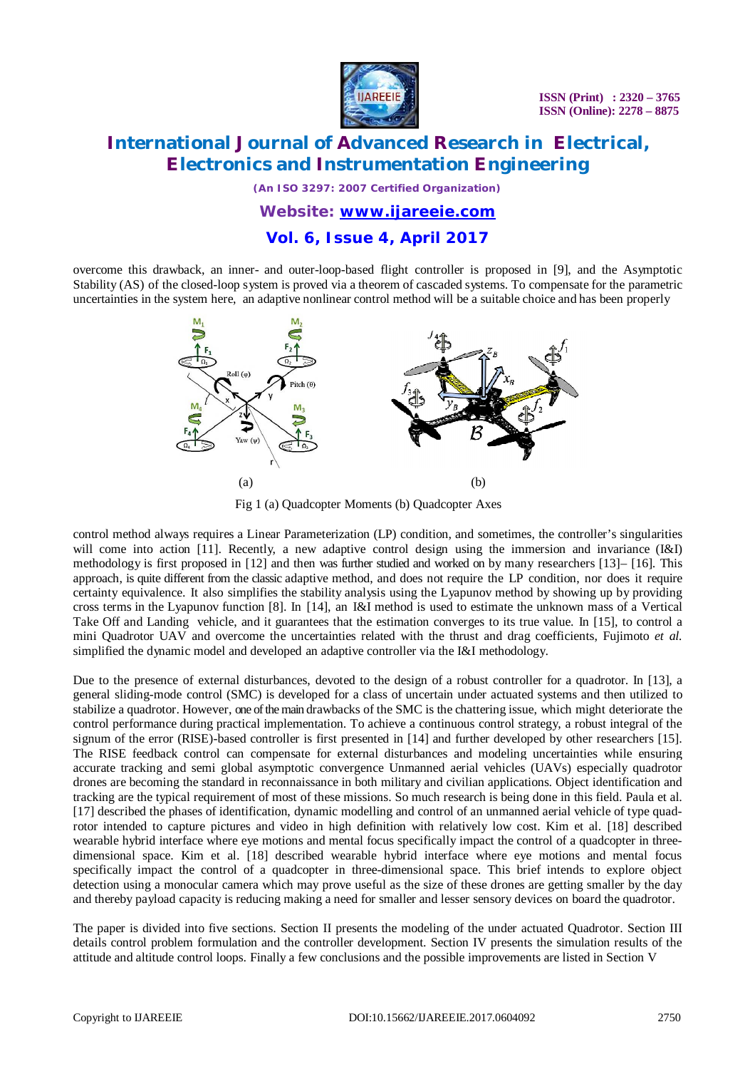overcome this drawback, an inner- and outer-loop-based flight controller is proposed in [9], and the Asymptotic Stability (AS) of the closed-loop system is proved via a theorem of cascaded systems. To compensate for the parametric uncertainties in the system here, an adaptive nonlinear control method will be a suitable choice and has been properly

(a) (b)

Fig 1 (a) Quadcopter Moments (b) Quadcopter Axes

control method always requires a Linear Parameterization (LP) condition, and sometimes, the controller's singularities will come into action [11]. Recently, a new adaptive control design using the immersion and invariance (I&I) methodology is first proposed in [12] and then was further studied and worked on by many researchers [13]– [16]. This approach, is quite different from the classic adaptive method, and does not require the LP condition, nor does it require certainty equivalence. It also simplifies the stability analysis using the Lyapunov method by showing up by providing cross terms in the Lyapunov function [8]. In [14], an I&I method is used to estimate the unknown mass of a Vertical Take Off and Landing vehicle, and it guarantees that the estimation converges to its true value. In [15], to control a mini Quadrotor UAV and overcome the uncertainties related with the thrust and drag coefficients, Fujimoto *et al.* simplified the dynamic model and developed an adaptive controller via the I&I methodology.

Due to the presence of external disturbances, devoted to the design of a robust controller for a quadrotor. In [13], a general sliding-mode control (SMC) is developed for a class of uncertain under actuated systems and then utilized to stabilize a quadrotor. However, one of the main drawbacks of the SMC is the chattering issue, which might deteriorate the control performance during practical implementation. To achieve a continuous control strategy, a robust integral of the signum of the error (RISE)-based controller is first presented in [14] and further developed by other researchers [15]. The RISE feedback control can compensate for external disturbances and modeling uncertainties while ensuring accurate tracking and semi global asymptotic convergence Unmanned aerial vehicles (UAVs) especially quadrotor drones are becoming the standard in reconnaissance in both military and civilian applications. Object identification and tracking are the typical requirement of most of these missions. So much research is being done in this field. Paula et al. [17] described the phases of identification, dynamic modelling and control of an unmanned aerial vehicle of type quad-rotor intended to capture pictures and video in high definition with relatively low cost. Kim et al. [18] described wearable hybrid interface where eye motions and mental focus specifically impact the control of a quadcopter in three-dimensional space. Kim et al. [18] described wearable hybrid interface where eye motions and mental focus specifically impact the control of a quadcopter in three-dimensional space. This brief intends to explore object detection using a monocular camera which may prove useful as the size of these drones are getting smaller by the day and thereby payload capacity is reducing making a need for smaller and lesser sensory devices on board the quadrotor.

The paper is divided into five sections. Section II presents the modeling of the under actuated Quadrotor. Section III details control problem formulation and the controller development. Section IV presents the simulation results of the attitude and altitude control loops. Finally a few conclusions and the possible improvements are listed in Section V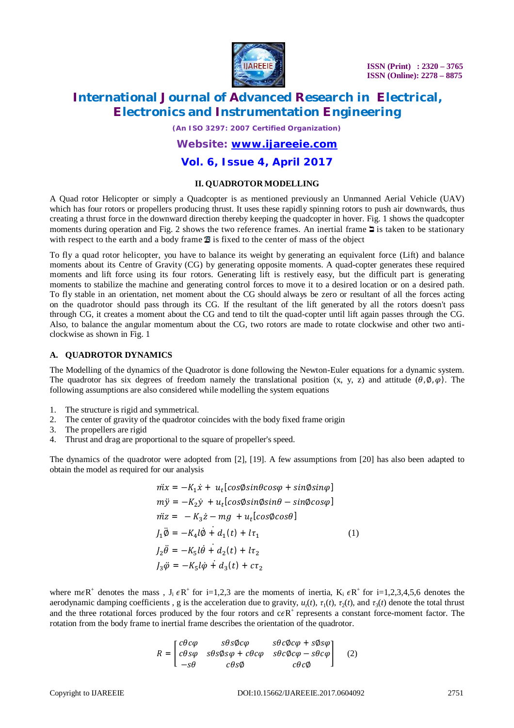## II. QUADROTOR MODELLING

A Quad rotor Helicopter or simply a Quadcopter is as mentioned previously an Unmanned Aerial Vehicle (UAV) which has four rotors or propellers producing thrust. It uses these rapidly spinning rotors to push air downwards, thus creating a thrust force in the downward direction thereby keeping the quadcopter in hover. Fig. 1 shows the quadcopter moments during operation and Fig. 2 shows the two reference frames. An inertial frame $\mathcal{I}$ is taken to be stationary with respect to the earth and a body frame $\mathcal{B}$ is fixed to the center of mass of the object

To fly a quad rotor helicopter, you have to balance its weight by generating an equivalent force (Lift) and balance moments about its Centre of Gravity (CG) by generating opposite moments. A quad-copter generates these required moments and lift force using its four rotors. Generating lift is restively easy, but the difficult part is generating moments to stabilize the machine and generating control forces to move it to a desired location or on a desired path. To fly stable in an orientation, net moment about the CG should always be zero or resultant of all the forces acting on the quadrotor should pass through its CG. If the resultant of the lift generated by all the rotors doesn't pass through CG, it creates a moment about the CG and tend to tilt the quad-copter until lift again passes through the CG. Also, to balance the angular momentum about the CG, two rotors are made to rotate clockwise and other two anti-clockwise as shown in Fig. 1

### A. QUADROTOR DYNAMICS

The Modelling of the dynamics of the Quadrotor is done following the Newton-Euler equations for a dynamic system. The quadrotor has six degrees of freedom namely the translational position (x, y, z) and attitude $(\theta, \emptyset, \varphi)$. The following assumptions are also considered while modelling the system equations

1. The structure is rigid and symmetrical.
2. The center of gravity of the quadrotor coincides with the body fixed frame origin
3. The propellers are rigid
4. Thrust and drag are proportional to the square of propeller's speed.

The dynamics of the quadrotor were adopted from [2], [19]. A few assumptions from [20] has also been adapted to obtain the model as required for our analysis

$$
\begin{aligned}
m\ddot{x} &= -K_1\dot{x} + u_t[\cos\emptyset\sin\theta\cos\varphi + \sin\emptyset\sin\varphi] \\
m\ddot{y} &= -K_2\dot{y} + u_t[\cos\emptyset\sin\emptyset\sin\theta - \sin\emptyset\cos\varphi] \\
m\ddot{z} &= -K_3\dot{z} - mg + u_t[\cos\emptyset\cos\theta] \\
J_1\ddot{\emptyset} &= -K_4 l\dot{\emptyset} + d_1(t) + l\tau_1 \\
J_2\ddot{\theta} &= -K_5 l\dot{\theta} + d_2(t) + l\tau_2 \\
J_3\ddot{\varphi} &= -K_5 l\dot{\varphi} + d_3(t) + c\tau_2
\end{aligned} \tag{1}
$$

where $m \epsilon R^+$ denotes the mass , $J_i \epsilon R^+$ for i=1,2,3 are the moments of inertia, $K_i \epsilon R^+$ for i=1,2,3,4,5,6 denotes the aerodynamic damping coefficients , g is the acceleration due to gravity, $u_t(t)$, $\tau_1(t)$, $\tau_2(t)$, and $\tau_3(t)$ denote the total thrust and the three rotational forces produced by the four rotors and $c \epsilon R^+$ represents a constant force-moment factor. The rotation from the body frame to inertial frame describes the orientation of the quadrotor.

$$
R = \begin{bmatrix} c\theta c\varphi & s\theta s\emptyset c\varphi & s\theta c\emptyset c\varphi + s\emptyset s\varphi \\ c\theta s\varphi & s\theta s\emptyset s\varphi + c\theta c\varphi & s\theta c\emptyset c\varphi - s\theta c\varphi \\ -s\theta & c\theta s\emptyset & c\theta c\emptyset \end{bmatrix} \tag{2}
$$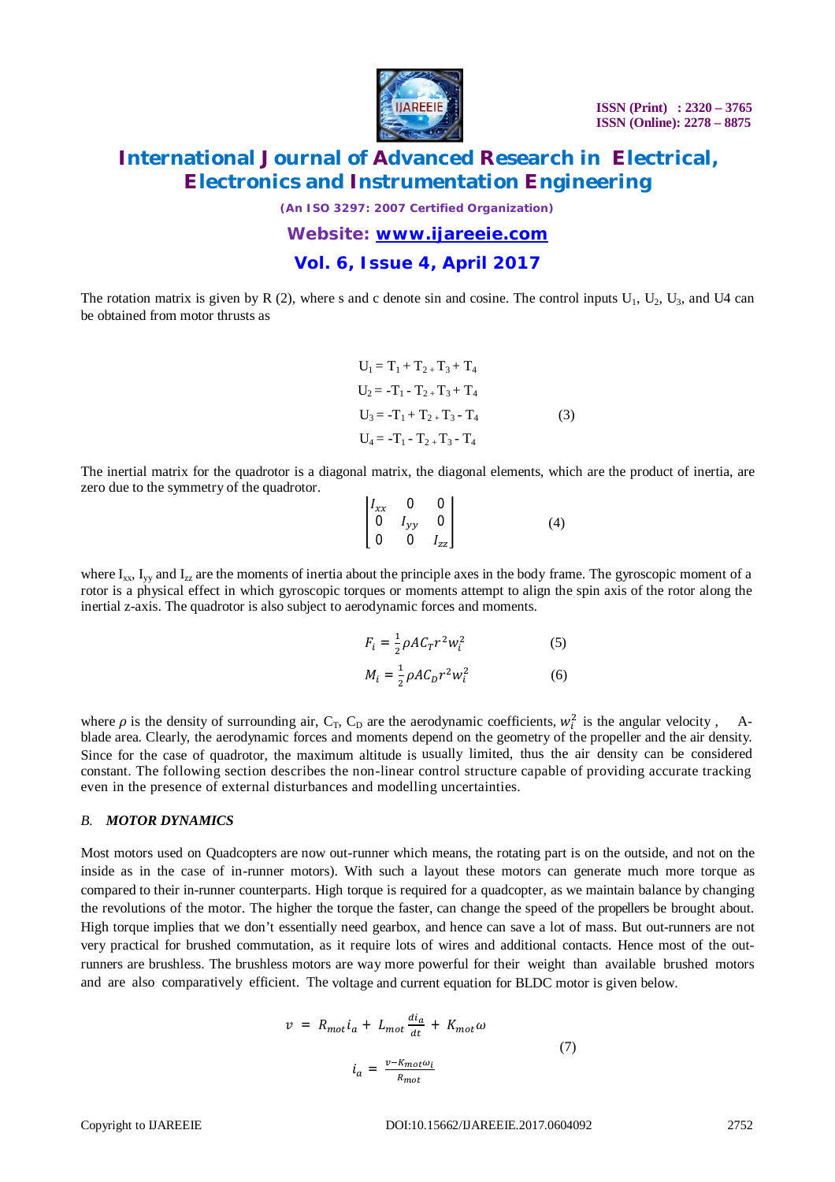The rotation matrix is given by R (2), where s and c denote sin and cosine. The control inputs $U_1$, $U_2$, $U_3$, and U4 can be obtained from motor thrusts as

$$
\begin{aligned}
U_1 &= T_1 + T_2 + T_3 + T_4 \\
U_2 &= -T_1 - T_2 + T_3 + T_4 \\
U_3 &= -T_1 + T_2 + T_3 - T_4 \\
U_4 &= -T_1 - T_2 + T_3 - T_4
\end{aligned}
\tag{3}
$$

The inertial matrix for the quadrotor is a diagonal matrix, the diagonal elements, which are the product of inertia, are zero due to the symmetry of the quadrotor.

$$
\begin{bmatrix} I_{xx} & 0 & 0 \\ 0 & I_{yy} & 0 \\ 0 & 0 & I_{zz} \end{bmatrix} \tag{4}
$$

where $I_{xx}$, $I_{yy}$ and $I_{zz}$ are the moments of inertia about the principle axes in the body frame. The gyroscopic moment of a rotor is a physical effect in which gyroscopic torques or moments attempt to align the spin axis of the rotor along the inertial z-axis. The quadrotor is also subject to aerodynamic forces and moments.

$$F_i = \frac{1}{2}\rho A C_T r^2 w_i^2 \tag{5}$$

$$M_i = \frac{1}{2}\rho A C_D r^2 w_i^2 \tag{6}$$

where $\rho$ is the density of surrounding air, $C_T$, $C_D$ are the aerodynamic coefficients, $w_i^2$ is the angular velocity , A-blade area. Clearly, the aerodynamic forces and moments depend on the geometry of the propeller and the air density. Since for the case of quadrotor, the maximum altitude is usually limited, thus the air density can be considered constant. The following section describes the non-linear control structure capable of providing accurate tracking even in the presence of external disturbances and modelling uncertainties.

### *B. MOTOR DYNAMICS*

Most motors used on Quadcopters are now out-runner which means, the rotating part is on the outside, and not on the inside as in the case of in-runner motors). With such a layout these motors can generate much more torque as compared to their in-runner counterparts. High torque is required for a quadcopter, as we maintain balance by changing the revolutions of the motor. The higher the torque the faster, can change the speed of the propellers be brought about. High torque implies that we don't essentially need gearbox, and hence can save a lot of mass. But out-runners are not very practical for brushed commutation, as it require lots of wires and additional contacts. Hence most of the out-runners are brushless. The brushless motors are way more powerful for their weight than available brushed motors and are also comparatively efficient. The voltage and current equation for BLDC motor is given below.

$$
\begin{aligned}
v &= R_{mot} i_a + L_{mot} \frac{di_a}{dt} + K_{mot}\omega \\
i_a &= \frac{v - K_{mot}\omega_i}{R_{mot}}
\end{aligned}
\tag{7}
$$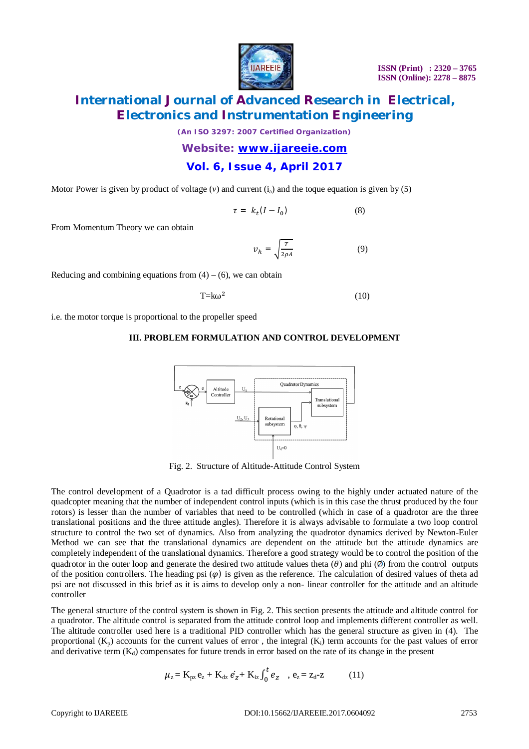Motor Power is given by product of voltage ($v$) and current ($i_a$) and the toque equation is given by (5)

$$\tau = k_t(I - I_0) \qquad (8)$$

From Momentum Theory we can obtain

$$v_h = \sqrt{\frac{T}{2\rho A}} \qquad (9)$$

Reducing and combining equations from (4) – (6), we can obtain

$$T = k\omega^2 \qquad (10)$$

i.e. the motor torque is proportional to the propeller speed

## III. PROBLEM FORMULATION AND CONTROL DEVELOPMENT

Fig. 2. Structure of Altitude-Attitude Control System

The control development of a Quadrotor is a tad difficult process owing to the highly under actuated nature of the quadcopter meaning that the number of independent control inputs (which is in this case the thrust produced by the four rotors) is lesser than the number of variables that need to be controlled (which in case of a quadrotor are the three translational positions and the three attitude angles). Therefore it is always advisable to formulate a two loop control structure to control the two set of dynamics. Also from analyzing the quadrotor dynamics derived by Newton-Euler Method we can see that the translational dynamics are dependent on the attitude but the attitude dynamics are completely independent of the translational dynamics. Therefore a good strategy would be to control the position of the quadrotor in the outer loop and generate the desired two attitude values theta ($\theta$) and phi ($\emptyset$) from the control outputs of the position controllers. The heading psi ($\varphi$) is given as the reference. The calculation of desired values of theta ad psi are not discussed in this brief as it is aims to develop only a non- linear controller for the attitude and an altitude controller

The general structure of the control system is shown in Fig. 2. This section presents the attitude and altitude control for a quadrotor. The altitude control is separated from the attitude control loop and implements different controller as well. The altitude controller used here is a traditional PID controller which has the general structure as given in (4). The proportional ($K_p$) accounts for the current values of error , the integral ($K_i$) term accounts for the past values of error and derivative term ($K_d$) compensates for future trends in error based on the rate of its change in the present

$$\mu_z = K_{pz}\, e_z + K_{dz}\, \dot{e_z} + K_{iz}\int_0^t e_z \quad , \; e_z = z_d - z \qquad (11)$$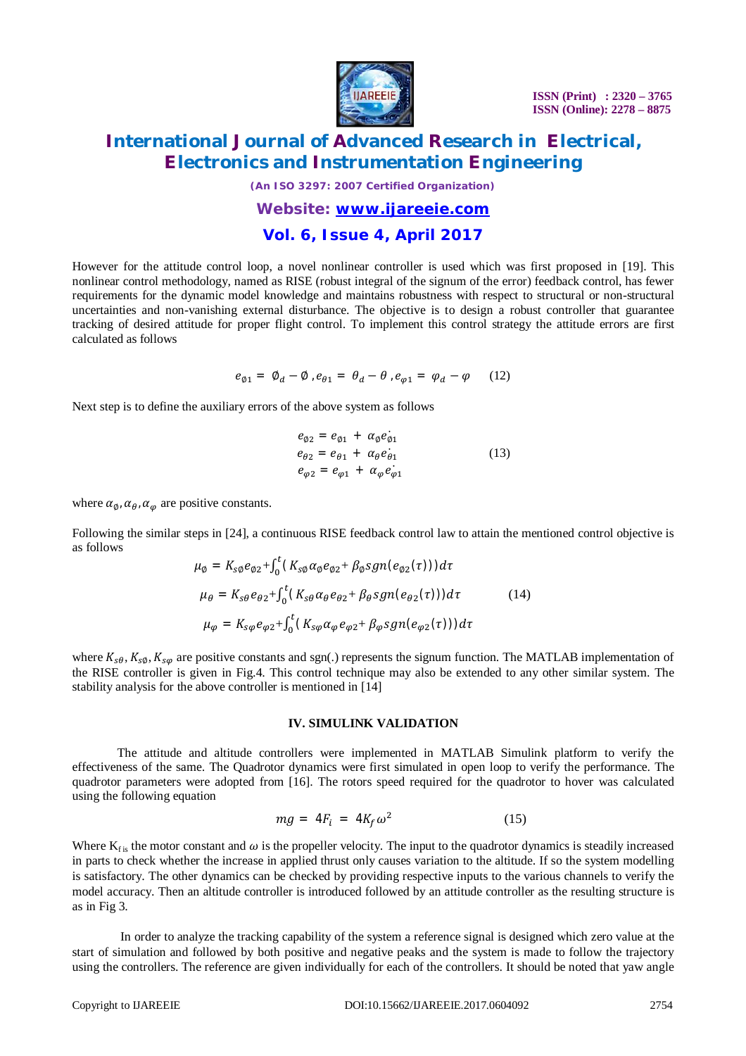However for the attitude control loop, a novel nonlinear controller is used which was first proposed in [19]. This nonlinear control methodology, named as RISE (robust integral of the signum of the error) feedback control, has fewer requirements for the dynamic model knowledge and maintains robustness with respect to structural or non-structural uncertainties and non-vanishing external disturbance. The objective is to design a robust controller that guarantee tracking of desired attitude for proper flight control. To implement this control strategy the attitude errors are first calculated as follows

$$e_{\emptyset 1} = \emptyset_d - \emptyset \,, e_{\theta 1} = \theta_d - \theta \,, e_{\varphi 1} = \varphi_d - \varphi \qquad (12)$$

Next step is to define the auxiliary errors of the above system as follows

$$\begin{aligned} e_{\emptyset 2} &= e_{\emptyset 1} + \alpha_{\emptyset} \dot{e_{\emptyset 1}} \\ e_{\theta 2} &= e_{\theta 1} + \alpha_{\theta} \dot{e_{\theta 1}} \\ e_{\varphi 2} &= e_{\varphi 1} + \alpha_{\varphi} \dot{e_{\varphi 1}} \end{aligned} \qquad (13)$$

where $\alpha_{\emptyset}, \alpha_{\theta}, \alpha_{\varphi}$ are positive constants.

Following the similar steps in [24], a continuous RISE feedback control law to attain the mentioned control objective is as follows

$$\begin{aligned} \mu_{\emptyset} &= K_{s\emptyset} e_{\emptyset 2} + \int_0^t \left( K_{s\emptyset} \alpha_{\emptyset} e_{\emptyset 2} + \beta_{\emptyset} sgn(e_{\emptyset 2}(\tau)) \right) d\tau \\ \mu_{\theta} &= K_{s\theta} e_{\theta 2} + \int_0^t \left( K_{s\theta} \alpha_{\theta} e_{\theta 2} + \beta_{\theta} sgn(e_{\theta 2}(\tau)) \right) d\tau \\ \mu_{\varphi} &= K_{s\varphi} e_{\varphi 2} + \int_0^t \left( K_{s\varphi} \alpha_{\varphi} e_{\varphi 2} + \beta_{\varphi} sgn(e_{\varphi 2}(\tau)) \right) d\tau \end{aligned} \qquad (14)$$

where $K_{s\theta}, K_{s\emptyset}, K_{s\varphi}$ are positive constants and sgn(.) represents the signum function. The MATLAB implementation of the RISE controller is given in Fig.4. This control technique may also be extended to any other similar system. The stability analysis for the above controller is mentioned in [14]

## IV. SIMULINK VALIDATION

The attitude and altitude controllers were implemented in MATLAB Simulink platform to verify the effectiveness of the same. The Quadrotor dynamics were first simulated in open loop to verify the performance. The quadrotor parameters were adopted from [16]. The rotors speed required for the quadrotor to hover was calculated using the following equation

$$mg = 4F_i = 4K_f \omega^2 \qquad (15)$$

Where $K_f$ is the motor constant and $\omega$ is the propeller velocity. The input to the quadrotor dynamics is steadily increased in parts to check whether the increase in applied thrust only causes variation to the altitude. If so the system modelling is satisfactory. The other dynamics can be checked by providing respective inputs to the various channels to verify the model accuracy. Then an altitude controller is introduced followed by an attitude controller as the resulting structure is as in Fig 3.

In order to analyze the tracking capability of the system a reference signal is designed which zero value at the start of simulation and followed by both positive and negative peaks and the system is made to follow the trajectory using the controllers. The reference are given individually for each of the controllers. It should be noted that yaw angle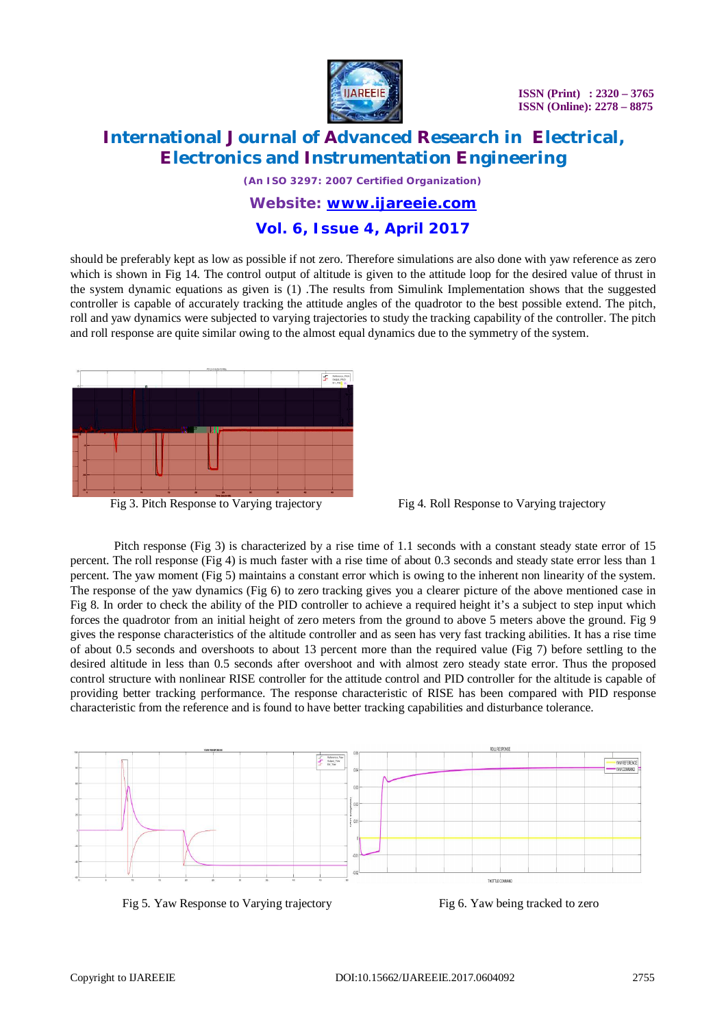should be preferably kept as low as possible if not zero. Therefore simulations are also done with yaw reference as zero which is shown in Fig 14. The control output of altitude is given to the attitude loop for the desired value of thrust in the system dynamic equations as given is (1) .The results from Simulink Implementation shows that the suggested controller is capable of accurately tracking the attitude angles of the quadrotor to the best possible extend. The pitch, roll and yaw dynamics were subjected to varying trajectories to study the tracking capability of the controller. The pitch and roll response are quite similar owing to the almost equal dynamics due to the symmetry of the system.

Fig 3. Pitch Response to Varying trajectory

Fig 4. Roll Response to Varying trajectory

Pitch response (Fig 3) is characterized by a rise time of 1.1 seconds with a constant steady state error of 15 percent. The roll response (Fig 4) is much faster with a rise time of about 0.3 seconds and steady state error less than 1 percent. The yaw moment (Fig 5) maintains a constant error which is owing to the inherent non linearity of the system. The response of the yaw dynamics (Fig 6) to zero tracking gives you a clearer picture of the above mentioned case in Fig 8. In order to check the ability of the PID controller to achieve a required height it's a subject to step input which forces the quadrotor from an initial height of zero meters from the ground to above 5 meters above the ground. Fig 9 gives the response characteristics of the altitude controller and as seen has very fast tracking abilities. It has a rise time of about 0.5 seconds and overshoots to about 13 percent more than the required value (Fig 7) before settling to the desired altitude in less than 0.5 seconds after overshoot and with almost zero steady state error. Thus the proposed control structure with nonlinear RISE controller for the attitude control and PID controller for the altitude is capable of providing better tracking performance. The response characteristic of RISE has been compared with PID response characteristic from the reference and is found to have better tracking capabilities and disturbance tolerance.

Fig 5. Yaw Response to Varying trajectory

Fig 6. Yaw being tracked to zero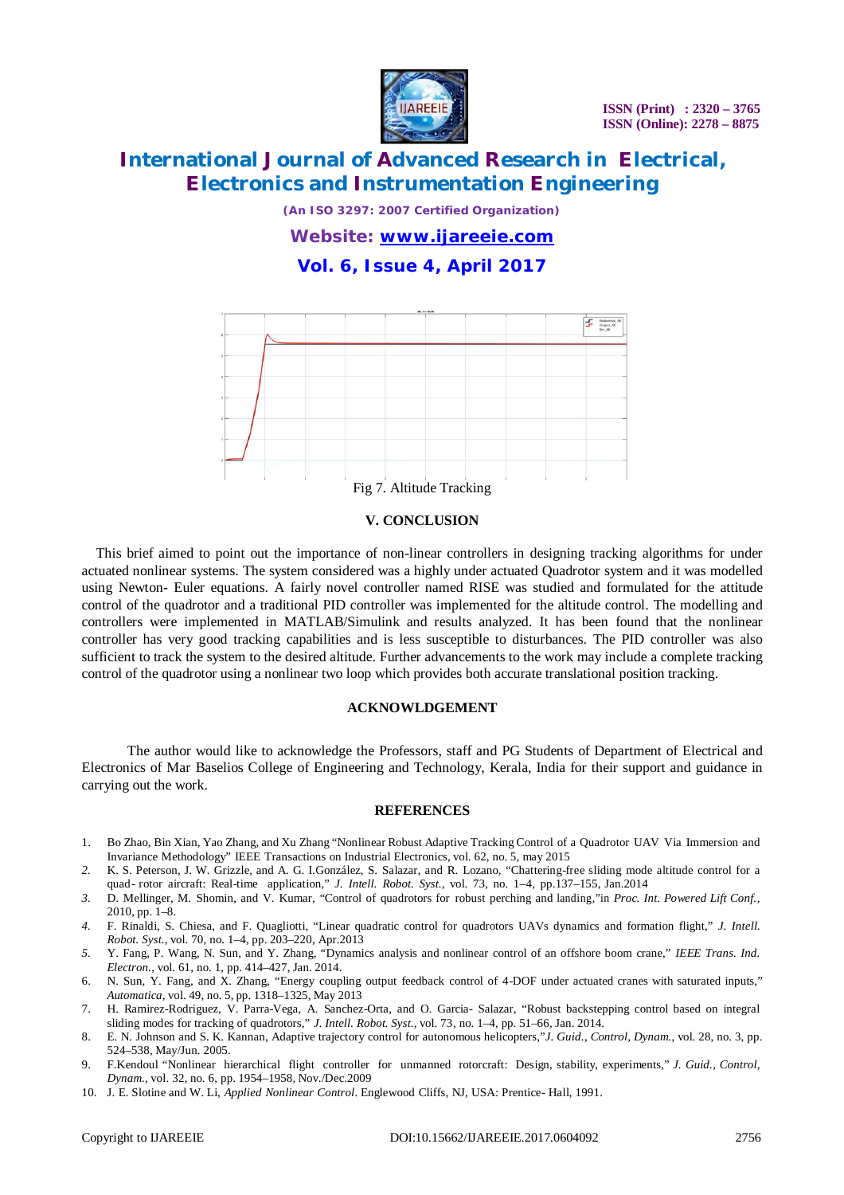Fig 7. Altitude Tracking

### V. CONCLUSION

This brief aimed to point out the importance of non-linear controllers in designing tracking algorithms for under actuated nonlinear systems. The system considered was a highly under actuated Quadrotor system and it was modelled using Newton- Euler equations. A fairly novel controller named RISE was studied and formulated for the attitude control of the quadrotor and a traditional PID controller was implemented for the altitude control. The modelling and controllers were implemented in MATLAB/Simulink and results analyzed. It has been found that the nonlinear controller has very good tracking capabilities and is less susceptible to disturbances. The PID controller was also sufficient to track the system to the desired altitude. Further advancements to the work may include a complete tracking control of the quadrotor using a nonlinear two loop which provides both accurate translational position tracking.

### ACKNOWLDGEMENT

The author would like to acknowledge the Professors, staff and PG Students of Department of Electrical and Electronics of Mar Baselios College of Engineering and Technology, Kerala, India for their support and guidance in carrying out the work.

### REFERENCES

1. Bo Zhao, Bin Xian, Yao Zhang, and Xu Zhang "Nonlinear Robust Adaptive Tracking Control of a Quadrotor UAV Via Immersion and Invariance Methodology" IEEE Transactions on Industrial Electronics, vol. 62, no. 5, may 2015
2. K. S. Peterson, J. W. Grizzle, and A. G. I.González, S. Salazar, and R. Lozano, "Chattering-free sliding mode altitude control for a quad- rotor aircraft: Real-time application," *J. Intell. Robot. Syst.*, vol. 73, no. 1–4, pp.137–155, Jan.2014
3. D. Mellinger, M. Shomin, and V. Kumar, "Control of quadrotors for robust perching and landing,"in *Proc. Int. Powered Lift Conf.*, 2010, pp. 1–8.
4. F. Rinaldi, S. Chiesa, and F. Quagliotti, "Linear quadratic control for quadrotors UAVs dynamics and formation flight," *J. Intell. Robot. Syst.*, vol. 70, no. 1–4, pp. 203–220, Apr.2013
5. Y. Fang, P. Wang, N. Sun, and Y. Zhang, "Dynamics analysis and nonlinear control of an offshore boom crane," *IEEE Trans. Ind. Electron.*, vol. 61, no. 1, pp. 414–427, Jan. 2014.
6. N. Sun, Y. Fang, and X. Zhang, "Energy coupling output feedback control of 4-DOF under actuated cranes with saturated inputs," *Automatica*, vol. 49, no. 5, pp. 1318–1325, May 2013
7. H. Ramirez-Rodriguez, V. Parra-Vega, A. Sanchez-Orta, and O. Garcia- Salazar, "Robust backstepping control based on integral sliding modes for tracking of quadrotors," *J. Intell. Robot. Syst.*, vol. 73, no. 1–4, pp. 51–66, Jan. 2014.
8. E. N. Johnson and S. K. Kannan, Adaptive trajectory control for autonomous helicopters,"*J. Guid., Control, Dynam.*, vol. 28, no. 3, pp. 524–538, May/Jun. 2005.
9. F.Kendoul "Nonlinear hierarchical flight controller for unmanned rotorcraft: Design, stability, experiments," *J. Guid., Control, Dynam.*, vol. 32, no. 6, pp. 1954–1958, Nov./Dec.2009
10. J. E. Slotine and W. Li, *Applied Nonlinear Control*. Englewood Cliffs, NJ, USA: Prentice- Hall, 1991.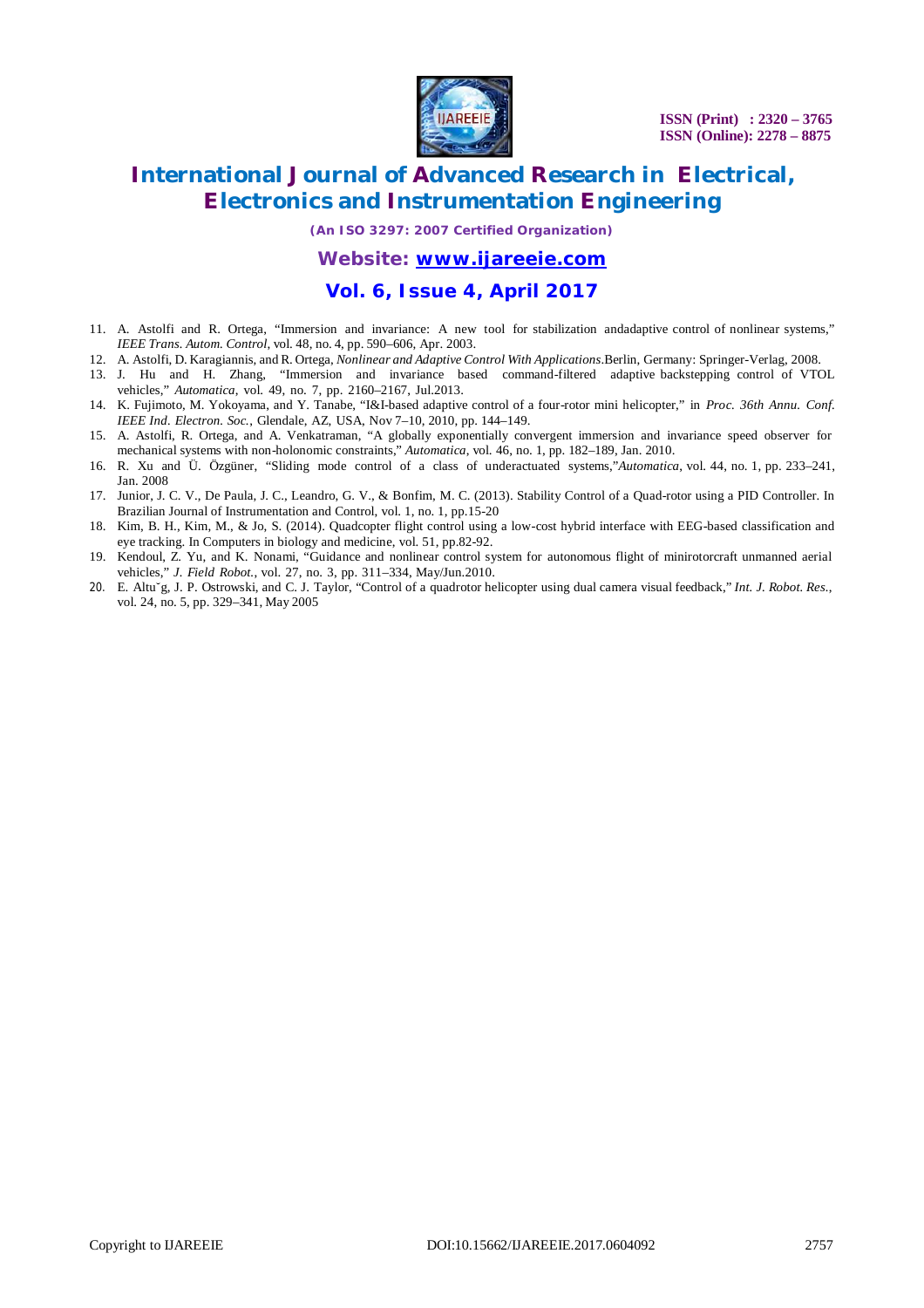11. A. Astolfi and R. Ortega, "Immersion and invariance: A new tool for stabilization andadaptive control of nonlinear systems," *IEEE Trans. Autom. Control*, vol. 48, no. 4, pp. 590–606, Apr. 2003.
12. A. Astolfi, D. Karagiannis, and R. Ortega, *Nonlinear and Adaptive Control With Applications*.Berlin, Germany: Springer-Verlag, 2008.
13. J. Hu and H. Zhang, "Immersion and invariance based command-filtered adaptive backstepping control of VTOL vehicles," *Automatica*, vol. 49, no. 7, pp. 2160–2167, Jul.2013.
14. K. Fujimoto, M. Yokoyama, and Y. Tanabe, "I&I-based adaptive control of a four-rotor mini helicopter," in *Proc. 36th Annu. Conf. IEEE Ind. Electron. Soc.*, Glendale, AZ, USA, Nov 7–10, 2010, pp. 144–149.
15. A. Astolfi, R. Ortega, and A. Venkatraman, "A globally exponentially convergent immersion and invariance speed observer for mechanical systems with non-holonomic constraints," *Automatica*, vol. 46, no. 1, pp. 182–189, Jan. 2010.
16. R. Xu and Ü. Özgüner, "Sliding mode control of a class of underactuated systems,"*Automatica*, vol. 44, no. 1, pp. 233–241, Jan. 2008
17. Junior, J. C. V., De Paula, J. C., Leandro, G. V., & Bonfim, M. C. (2013). Stability Control of a Quad-rotor using a PID Controller. In Brazilian Journal of Instrumentation and Control, vol. 1, no. 1, pp.15-20
18. Kim, B. H., Kim, M., & Jo, S. (2014). Quadcopter flight control using a low-cost hybrid interface with EEG-based classification and eye tracking. In Computers in biology and medicine, vol. 51, pp.82-92.
19. Kendoul, Z. Yu, and K. Nonami, "Guidance and nonlinear control system for autonomous flight of minirotorcraft unmanned aerial vehicles," *J. Field Robot.*, vol. 27, no. 3, pp. 311–334, May/Jun.2010.
20. E. Altu˘g, J. P. Ostrowski, and C. J. Taylor, "Control of a quadrotor helicopter using dual camera visual feedback," *Int. J. Robot. Res.*, vol. 24, no. 5, pp. 329–341, May 2005